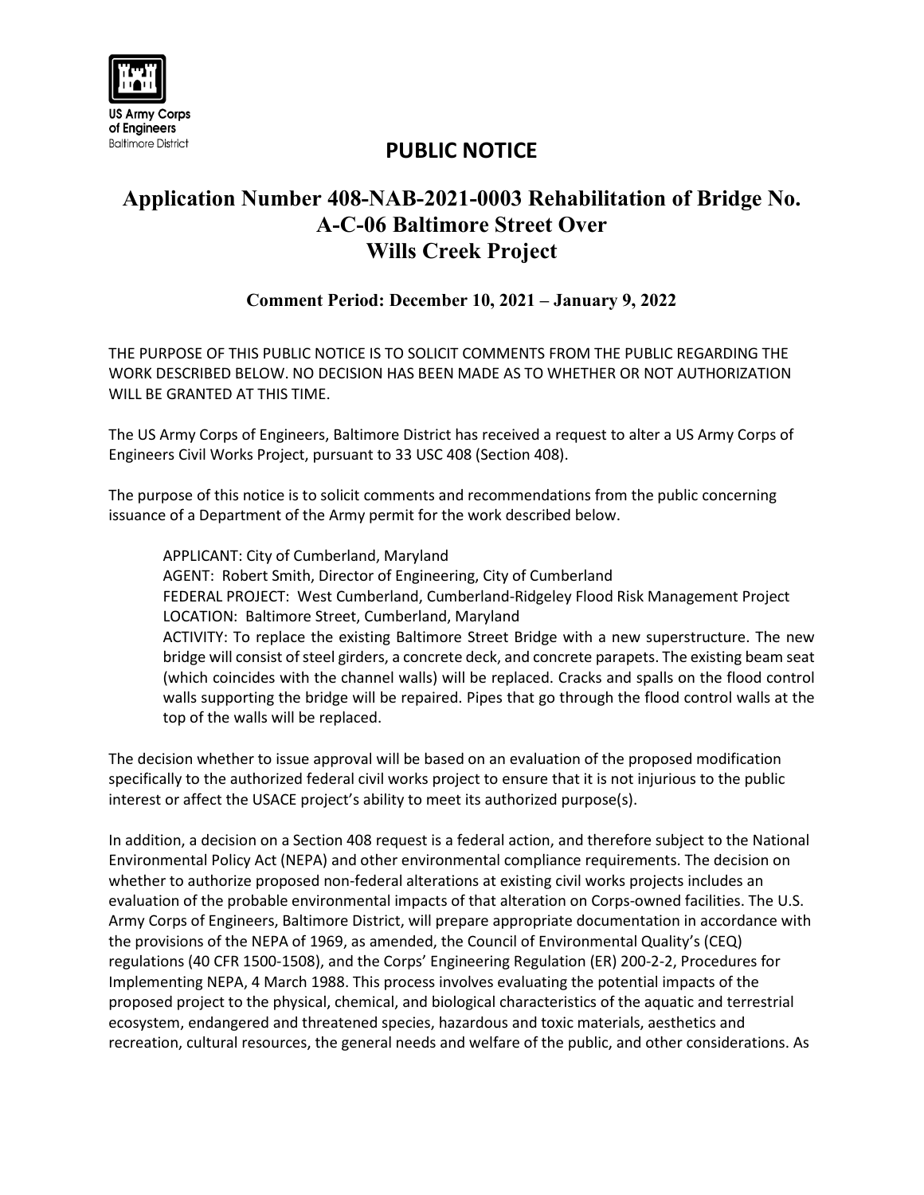US Army Corps of Engineers
Baltimore District

# PUBLIC NOTICE

## Application Number 408-NAB-2021-0003 Rehabilitation of Bridge No. A-C-06 Baltimore Street Over Wills Creek Project

### Comment Period: December 10, 2021 – January 9, 2022

THE PURPOSE OF THIS PUBLIC NOTICE IS TO SOLICIT COMMENTS FROM THE PUBLIC REGARDING THE WORK DESCRIBED BELOW. NO DECISION HAS BEEN MADE AS TO WHETHER OR NOT AUTHORIZATION WILL BE GRANTED AT THIS TIME.

The US Army Corps of Engineers, Baltimore District has received a request to alter a US Army Corps of Engineers Civil Works Project, pursuant to 33 USC 408 (Section 408).

The purpose of this notice is to solicit comments and recommendations from the public concerning issuance of a Department of the Army permit for the work described below.

> APPLICANT: City of Cumberland, Maryland
> AGENT: Robert Smith, Director of Engineering, City of Cumberland
> FEDERAL PROJECT: West Cumberland, Cumberland-Ridgeley Flood Risk Management Project
> LOCATION: Baltimore Street, Cumberland, Maryland
> ACTIVITY: To replace the existing Baltimore Street Bridge with a new superstructure. The new bridge will consist of steel girders, a concrete deck, and concrete parapets. The existing beam seat (which coincides with the channel walls) will be replaced. Cracks and spalls on the flood control walls supporting the bridge will be repaired. Pipes that go through the flood control walls at the top of the walls will be replaced.

The decision whether to issue approval will be based on an evaluation of the proposed modification specifically to the authorized federal civil works project to ensure that it is not injurious to the public interest or affect the USACE project's ability to meet its authorized purpose(s).

In addition, a decision on a Section 408 request is a federal action, and therefore subject to the National Environmental Policy Act (NEPA) and other environmental compliance requirements. The decision on whether to authorize proposed non-federal alterations at existing civil works projects includes an evaluation of the probable environmental impacts of that alteration on Corps-owned facilities. The U.S. Army Corps of Engineers, Baltimore District, will prepare appropriate documentation in accordance with the provisions of the NEPA of 1969, as amended, the Council of Environmental Quality's (CEQ) regulations (40 CFR 1500-1508), and the Corps' Engineering Regulation (ER) 200-2-2, Procedures for Implementing NEPA, 4 March 1988. This process involves evaluating the potential impacts of the proposed project to the physical, chemical, and biological characteristics of the aquatic and terrestrial ecosystem, endangered and threatened species, hazardous and toxic materials, aesthetics and recreation, cultural resources, the general needs and welfare of the public, and other considerations. As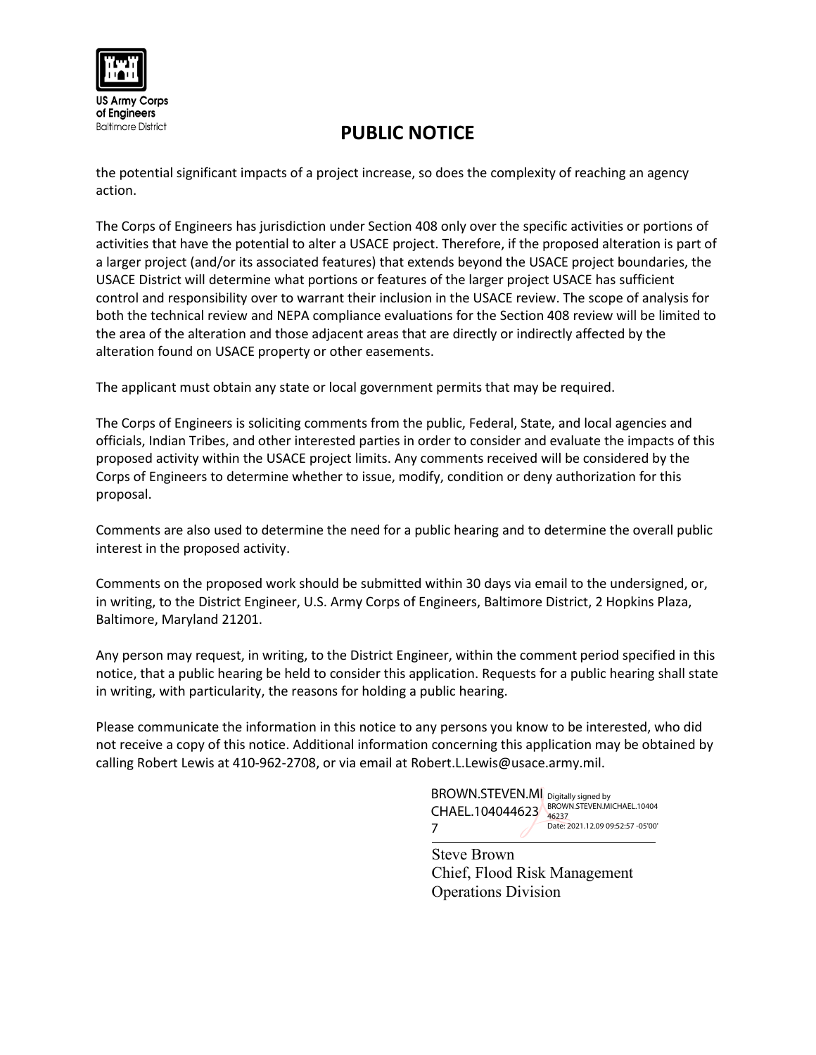# PUBLIC NOTICE

the potential significant impacts of a project increase, so does the complexity of reaching an agency action.

The Corps of Engineers has jurisdiction under Section 408 only over the specific activities or portions of activities that have the potential to alter a USACE project. Therefore, if the proposed alteration is part of a larger project (and/or its associated features) that extends beyond the USACE project boundaries, the USACE District will determine what portions or features of the larger project USACE has sufficient control and responsibility over to warrant their inclusion in the USACE review. The scope of analysis for both the technical review and NEPA compliance evaluations for the Section 408 review will be limited to the area of the alteration and those adjacent areas that are directly or indirectly affected by the alteration found on USACE property or other easements.

The applicant must obtain any state or local government permits that may be required.

The Corps of Engineers is soliciting comments from the public, Federal, State, and local agencies and officials, Indian Tribes, and other interested parties in order to consider and evaluate the impacts of this proposed activity within the USACE project limits. Any comments received will be considered by the Corps of Engineers to determine whether to issue, modify, condition or deny authorization for this proposal.

Comments are also used to determine the need for a public hearing and to determine the overall public interest in the proposed activity.

Comments on the proposed work should be submitted within 30 days via email to the undersigned, or, in writing, to the District Engineer, U.S. Army Corps of Engineers, Baltimore District, 2 Hopkins Plaza, Baltimore, Maryland 21201.

Any person may request, in writing, to the District Engineer, within the comment period specified in this notice, that a public hearing be held to consider this application. Requests for a public hearing shall state in writing, with particularity, the reasons for holding a public hearing.

Please communicate the information in this notice to any persons you know to be interested, who did not receive a copy of this notice. Additional information concerning this application may be obtained by calling Robert Lewis at 410-962-2708, or via email at Robert.L.Lewis@usace.army.mil.

BROWN.STEVEN.MICHAEL.1040446237

Digitally signed by BROWN.STEVEN.MICHAEL.1040446237
Date: 2021.12.09 09:52:57 -05'00'

Steve Brown
Chief, Flood Risk Management
Operations Division